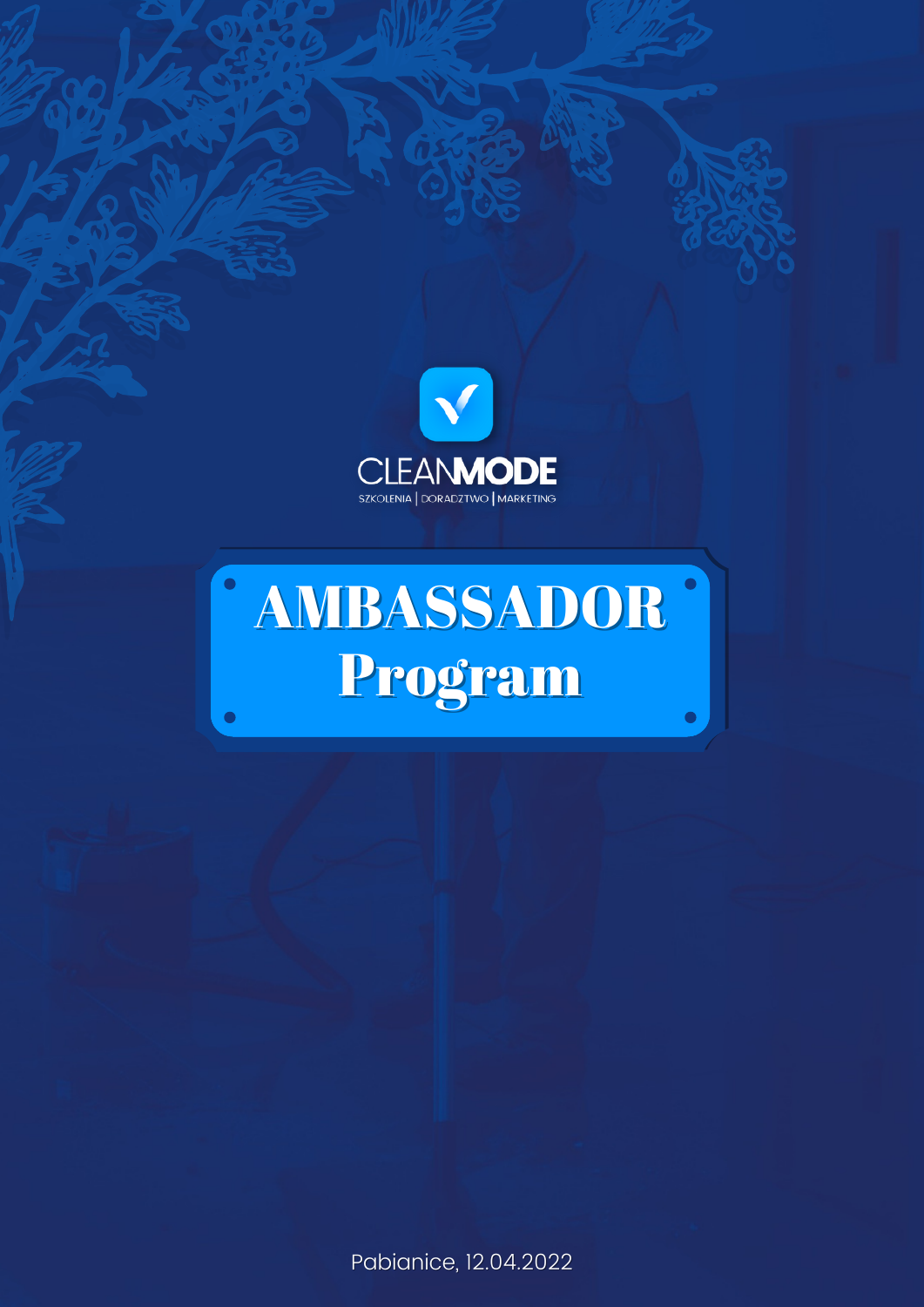CLEANMODE

SZKOLENIA | DORADZTWO | MARKETING

# AMBASSADOR Program

Pabianice, 12.04.2022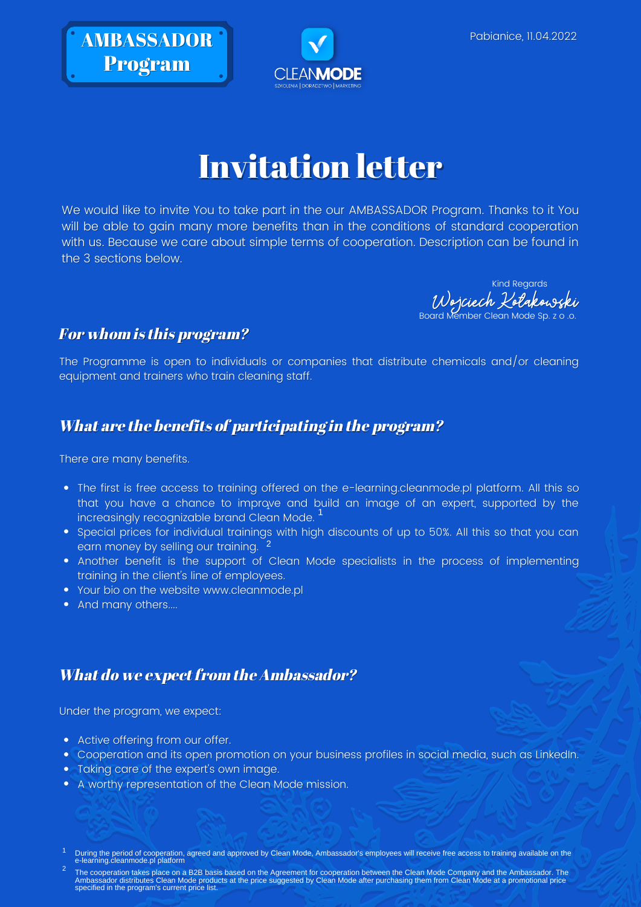AMBASSADOR Program

CLEANMODE
SZKOLENIA | DORADZTWO | MARKETING

Pabianice, 11.04.2022

# Invitation letter

We would like to invite You to take part in the our AMBASSADOR Program. Thanks to it You will be able to gain many more benefits than in the conditions of standard cooperation with us. Because we care about simple terms of cooperation. Description can be found in the 3 sections below.

Kind Regards
Wojciech Kołakowski
Board Member Clean Mode Sp. z o .o.

## *For whom is this program?*

The Programme is open to individuals or companies that distribute chemicals and/or cleaning equipment and trainers who train cleaning staff.

## *What are the benefits of participating in the program?*

There are many benefits.

- The first is free access to training offered on the e-learning.cleanmode.pl platform. All this so that you have a chance to improve and build an image of an expert, supported by the increasingly recognizable brand Clean Mode. [1]
- Special prices for individual trainings with high discounts of up to 50%. All this so that you can earn money by selling our training. [2]
- Another benefit is the support of Clean Mode specialists in the process of implementing training in the client's line of employees.
- Your bio on the website www.cleanmode.pl
- And many others....

## *What do we expect from the Ambassador?*

Under the program, we expect:

- Active offering from our offer.
- Cooperation and its open promotion on your business profiles in social media, such as LinkedIn.
- Taking care of the expert's own image.
- A worthy representation of the Clean Mode mission.

[1] During the period of cooperation, agreed and approved by Clean Mode, Ambassador's employees will receive free access to training available on the e-learning.cleanmode.pl platform

[2] The cooperation takes place on a B2B basis based on the Agreement for cooperation between the Clean Mode Company and the Ambassador. The Ambassador distributes Clean Mode products at the price suggested by Clean Mode after purchasing them from Clean Mode at a promotional price specified in the program's current price list.